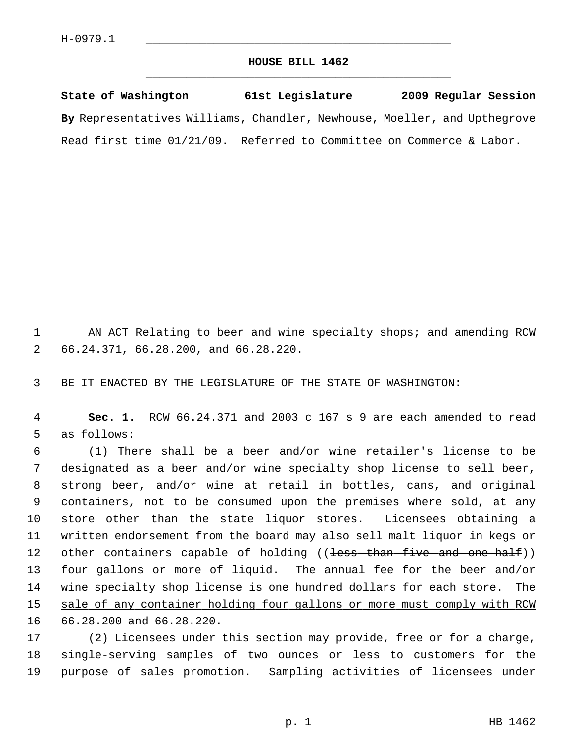H-0979.1

## HOUSE BILL 1462

**State of Washington 61st Legislature 2009 Regular Session**

**By** Representatives Williams, Chandler, Newhouse, Moeller, and Upthegrove

Read first time 01/21/09. Referred to Committee on Commerce & Labor.

AN ACT Relating to beer and wine specialty shops; and amending RCW 66.24.371, 66.28.200, and 66.28.220.

BE IT ENACTED BY THE LEGISLATURE OF THE STATE OF WASHINGTON:

**Sec. 1.** RCW 66.24.371 and 2003 c 167 s 9 are each amended to read as follows:

(1) There shall be a beer and/or wine retailer's license to be designated as a beer and/or wine specialty shop license to sell beer, strong beer, and/or wine at retail in bottles, cans, and original containers, not to be consumed upon the premises where sold, at any store other than the state liquor stores. Licensees obtaining a written endorsement from the board may also sell malt liquor in kegs or other containers capable of holding ((~~less than five and one-half~~)) <u>four</u> gallons <u>or more</u> of liquid. The annual fee for the beer and/or wine specialty shop license is one hundred dollars for each store. <u>The sale of any container holding four gallons or more must comply with RCW 66.28.200 and 66.28.220.</u>

(2) Licensees under this section may provide, free or for a charge, single-serving samples of two ounces or less to customers for the purpose of sales promotion. Sampling activities of licensees under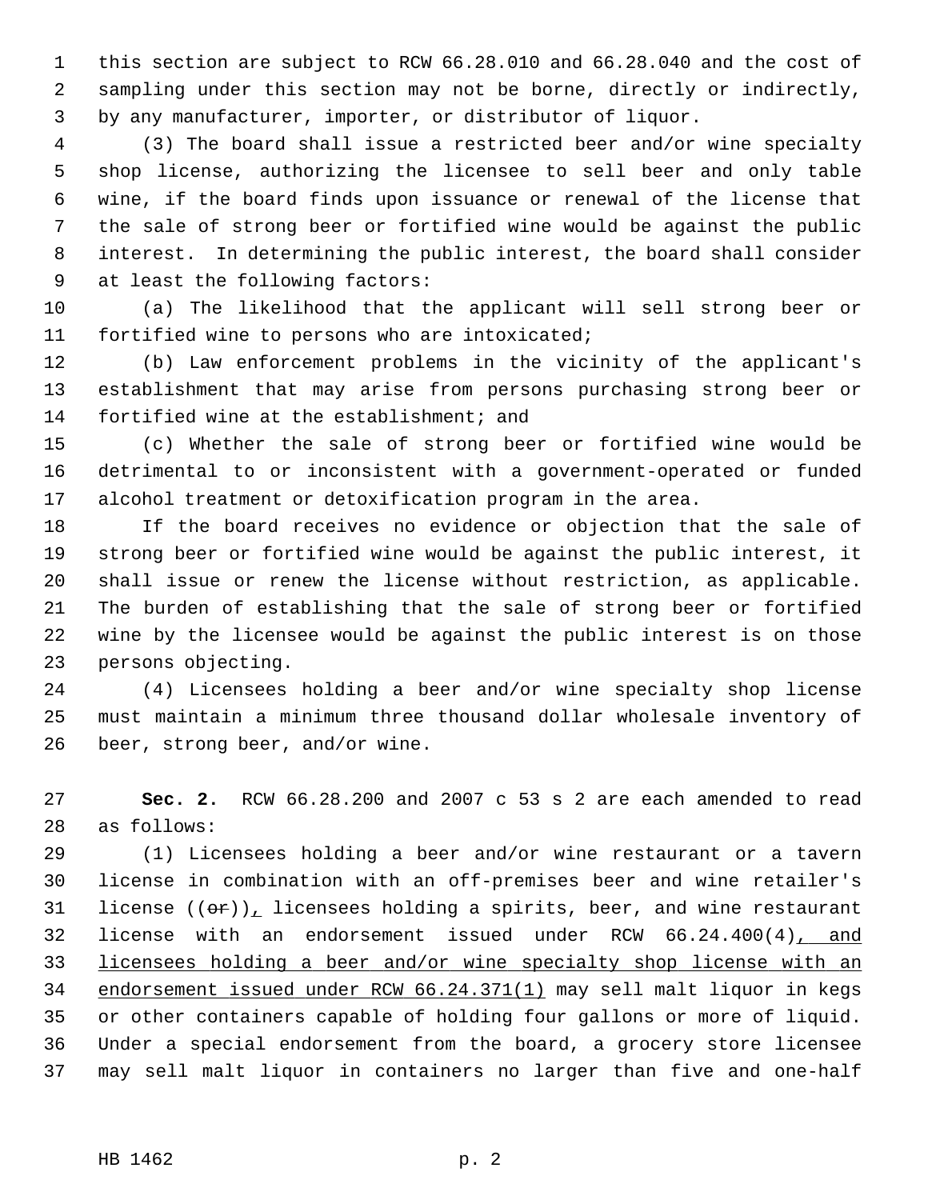this section are subject to RCW 66.28.010 and 66.28.040 and the cost of sampling under this section may not be borne, directly or indirectly, by any manufacturer, importer, or distributor of liquor.

(3) The board shall issue a restricted beer and/or wine specialty shop license, authorizing the licensee to sell beer and only table wine, if the board finds upon issuance or renewal of the license that the sale of strong beer or fortified wine would be against the public interest. In determining the public interest, the board shall consider at least the following factors:

(a) The likelihood that the applicant will sell strong beer or fortified wine to persons who are intoxicated;

(b) Law enforcement problems in the vicinity of the applicant's establishment that may arise from persons purchasing strong beer or fortified wine at the establishment; and

(c) Whether the sale of strong beer or fortified wine would be detrimental to or inconsistent with a government-operated or funded alcohol treatment or detoxification program in the area.

If the board receives no evidence or objection that the sale of strong beer or fortified wine would be against the public interest, it shall issue or renew the license without restriction, as applicable. The burden of establishing that the sale of strong beer or fortified wine by the licensee would be against the public interest is on those persons objecting.

(4) Licensees holding a beer and/or wine specialty shop license must maintain a minimum three thousand dollar wholesale inventory of beer, strong beer, and/or wine.

**Sec. 2.** RCW 66.28.200 and 2007 c 53 s 2 are each amended to read as follows:

(1) Licensees holding a beer and/or wine restaurant or a tavern license in combination with an off-premises beer and wine retailer's license ((~~or~~)), licensees holding a spirits, beer, and wine restaurant license with an endorsement issued under RCW 66.24.400(4), and licensees holding a beer and/or wine specialty shop license with an endorsement issued under RCW 66.24.371(1) may sell malt liquor in kegs or other containers capable of holding four gallons or more of liquid. Under a special endorsement from the board, a grocery store licensee may sell malt liquor in containers no larger than five and one-half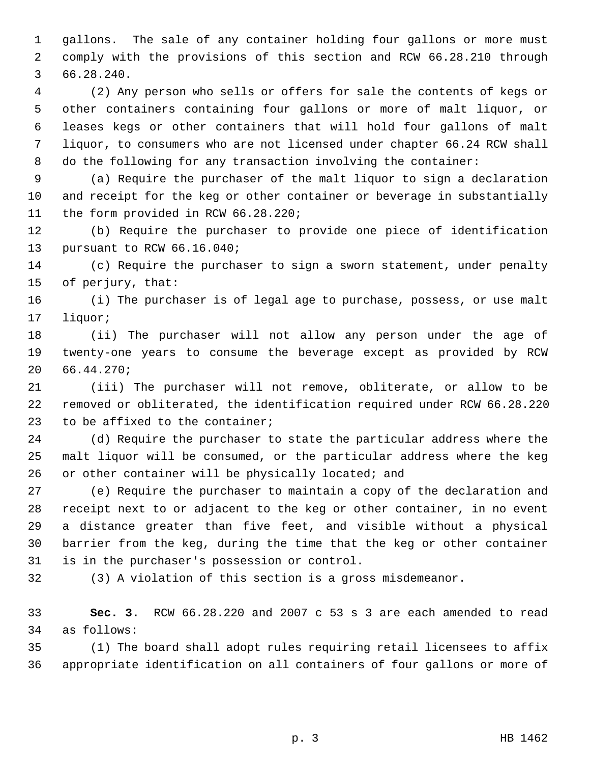gallons. The sale of any container holding four gallons or more must comply with the provisions of this section and RCW 66.28.210 through 66.28.240.

(2) Any person who sells or offers for sale the contents of kegs or other containers containing four gallons or more of malt liquor, or leases kegs or other containers that will hold four gallons of malt liquor, to consumers who are not licensed under chapter 66.24 RCW shall do the following for any transaction involving the container:

(a) Require the purchaser of the malt liquor to sign a declaration and receipt for the keg or other container or beverage in substantially the form provided in RCW 66.28.220;

(b) Require the purchaser to provide one piece of identification pursuant to RCW 66.16.040;

(c) Require the purchaser to sign a sworn statement, under penalty of perjury, that:

(i) The purchaser is of legal age to purchase, possess, or use malt liquor;

(ii) The purchaser will not allow any person under the age of twenty-one years to consume the beverage except as provided by RCW 66.44.270;

(iii) The purchaser will not remove, obliterate, or allow to be removed or obliterated, the identification required under RCW 66.28.220 to be affixed to the container;

(d) Require the purchaser to state the particular address where the malt liquor will be consumed, or the particular address where the keg or other container will be physically located; and

(e) Require the purchaser to maintain a copy of the declaration and receipt next to or adjacent to the keg or other container, in no event a distance greater than five feet, and visible without a physical barrier from the keg, during the time that the keg or other container is in the purchaser's possession or control.

(3) A violation of this section is a gross misdemeanor.

**Sec. 3.** RCW 66.28.220 and 2007 c 53 s 3 are each amended to read as follows:

(1) The board shall adopt rules requiring retail licensees to affix appropriate identification on all containers of four gallons or more of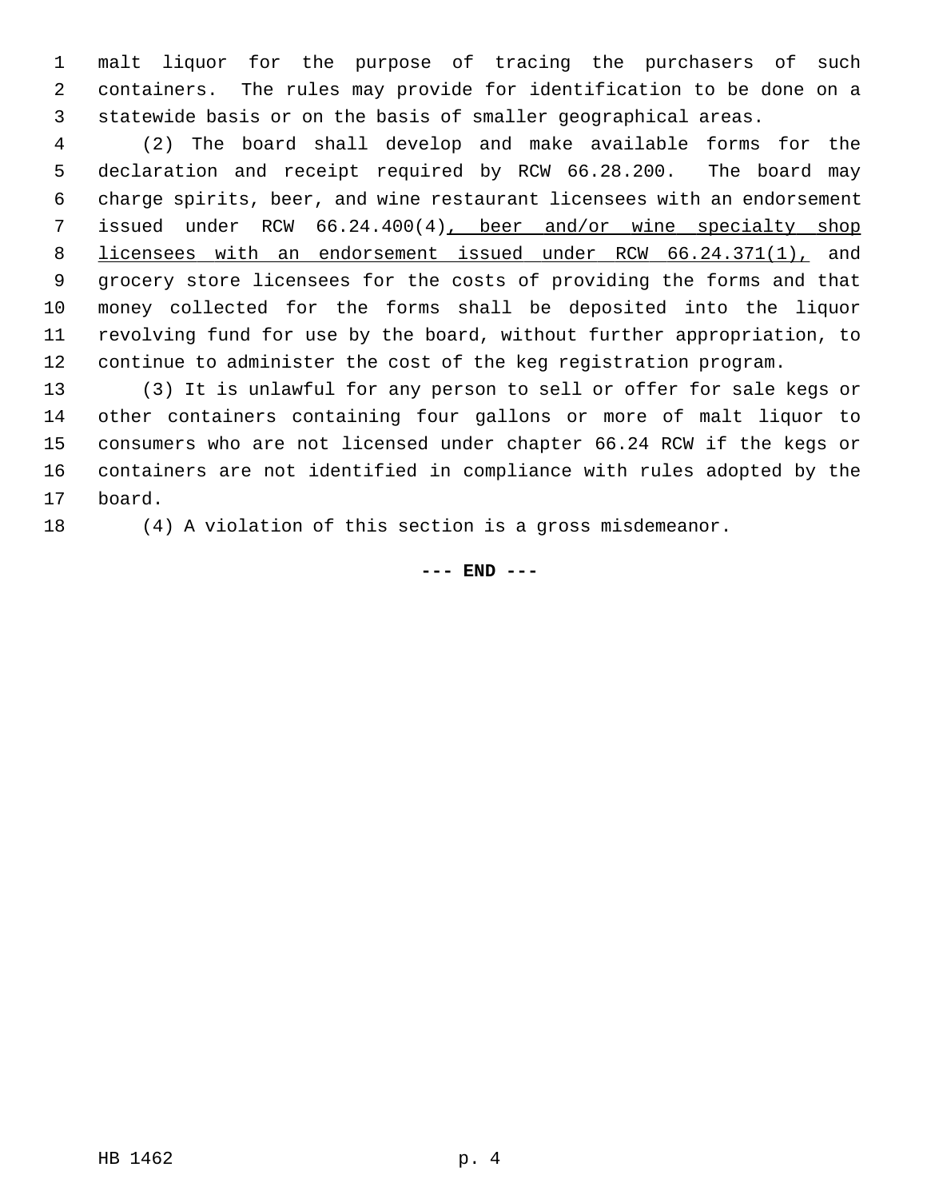malt liquor for the purpose of tracing the purchasers of such containers. The rules may provide for identification to be done on a statewide basis or on the basis of smaller geographical areas.

(2) The board shall develop and make available forms for the declaration and receipt required by RCW 66.28.200. The board may charge spirits, beer, and wine restaurant licensees with an endorsement issued under RCW 66.24.400(4)<u>, beer and/or wine specialty shop licensees with an endorsement issued under RCW 66.24.371(1),</u> and grocery store licensees for the costs of providing the forms and that money collected for the forms shall be deposited into the liquor revolving fund for use by the board, without further appropriation, to continue to administer the cost of the keg registration program.

(3) It is unlawful for any person to sell or offer for sale kegs or other containers containing four gallons or more of malt liquor to consumers who are not licensed under chapter 66.24 RCW if the kegs or containers are not identified in compliance with rules adopted by the board.

(4) A violation of this section is a gross misdemeanor.

**--- END ---**